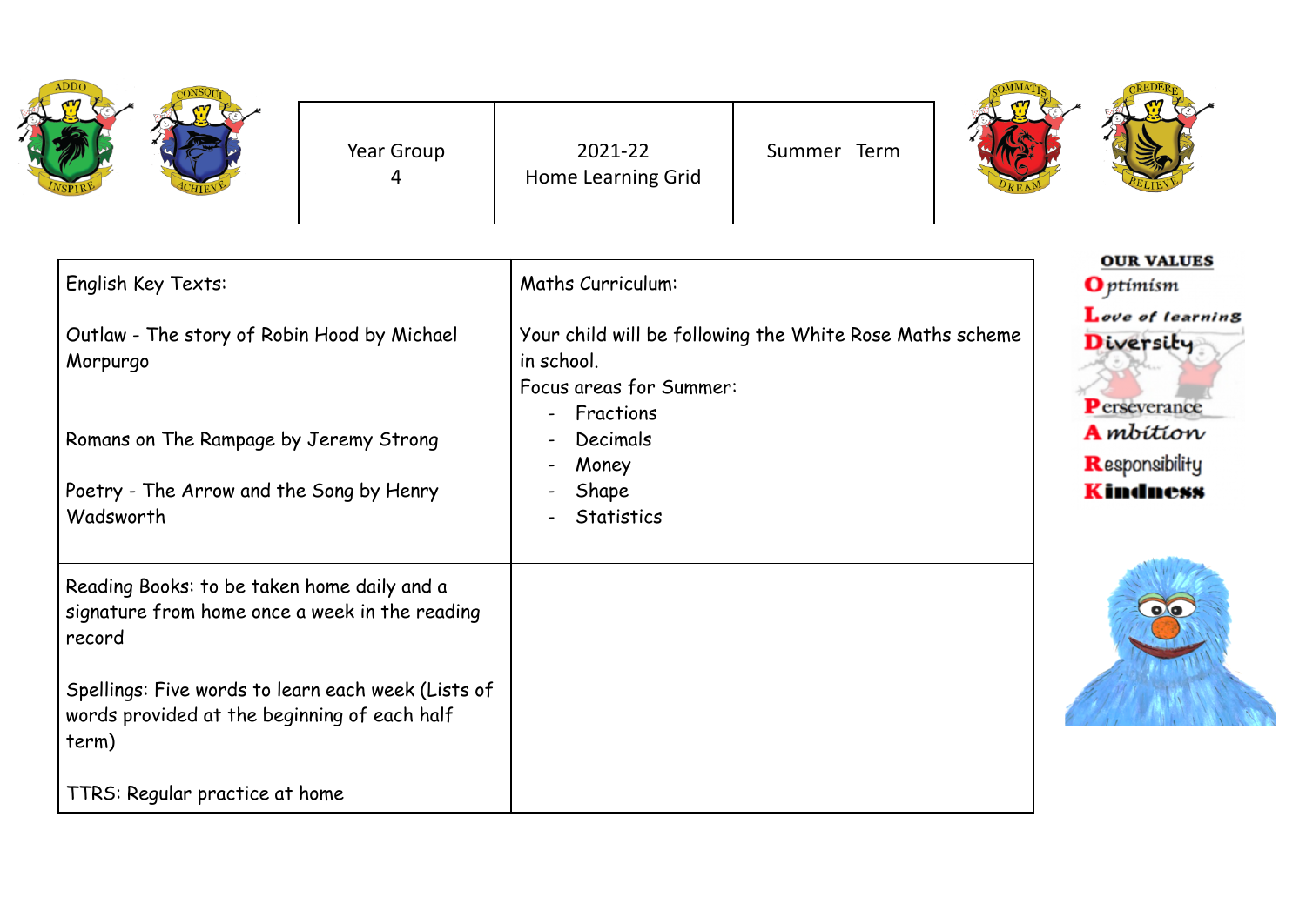| Year Group 4 | 2021-22 Home Learning Grid | Summer Term |
|---|---|---|

| English Key Texts: | Maths Curriculum: |
|---|---|
| Outlaw - The story of Robin Hood by Michael Morpurgo<br><br>Romans on The Rampage by Jeremy Strong<br><br>Poetry - The Arrow and the Song by Henry Wadsworth | Your child will be following the White Rose Maths scheme in school.<br>Focus areas for Summer:<br>- Fractions<br>- Decimals<br>- Money<br>- Shape<br>- Statistics |
| Reading Books: to be taken home daily and a signature from home once a week in the reading record<br><br>Spellings: Five words to learn each week (Lists of words provided at the beginning of each half term)<br><br>TTRS: Regular practice at home | |

**OUR VALUES**

- **O**ptimism
- **L**ove of learning
- **D**iversity
- **P**erseverance
- **A**mbition
- **R**esponsibility
- **K**indness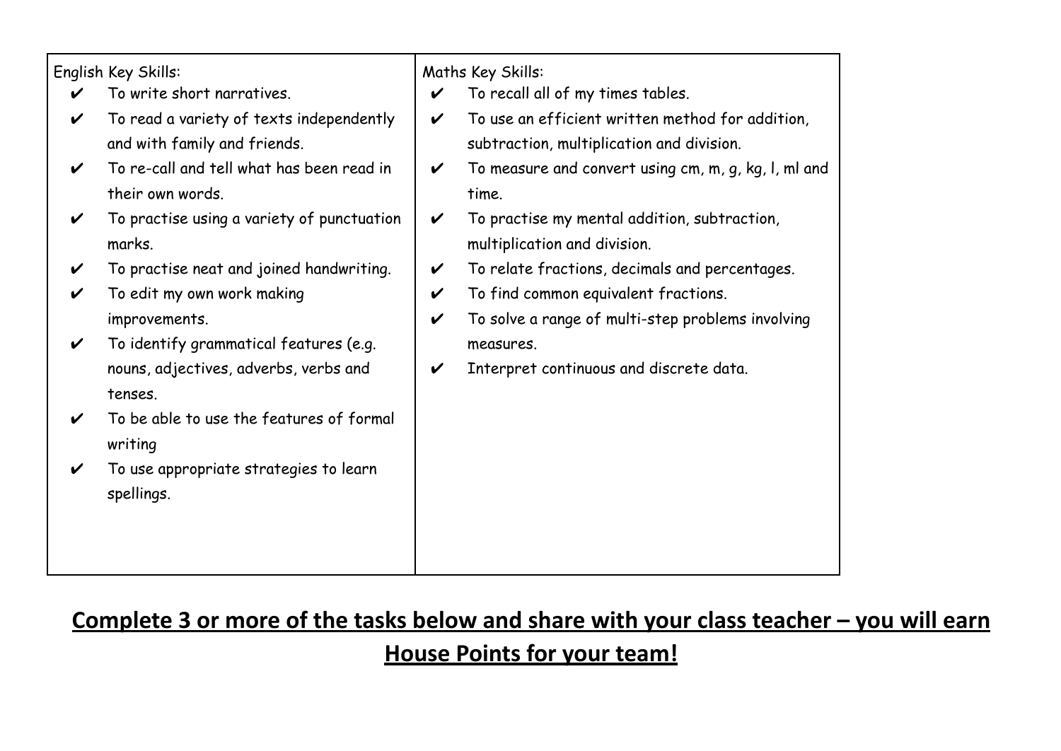| English Key Skills: | Maths Key Skills: |
| --- | --- |
| ✔ To write short narratives.<br>✔ To read a variety of texts independently and with family and friends.<br>✔ To re-call and tell what has been read in their own words.<br>✔ To practise using a variety of punctuation marks.<br>✔ To practise neat and joined handwriting.<br>✔ To edit my own work making improvements.<br>✔ To identify grammatical features (e.g. nouns, adjectives, adverbs, verbs and tenses.<br>✔ To be able to use the features of formal writing<br>✔ To use appropriate strategies to learn spellings. | ✔ To recall all of my times tables.<br>✔ To use an efficient written method for addition, subtraction, multiplication and division.<br>✔ To measure and convert using cm, m, g, kg, l, ml and time.<br>✔ To practise my mental addition, subtraction, multiplication and division.<br>✔ To relate fractions, decimals and percentages.<br>✔ To find common equivalent fractions.<br>✔ To solve a range of multi-step problems involving measures.<br>✔ Interpret continuous and discrete data. |

**<u>Complete 3 or more of the tasks below and share with your class teacher – you will earn House Points for your team!</u>**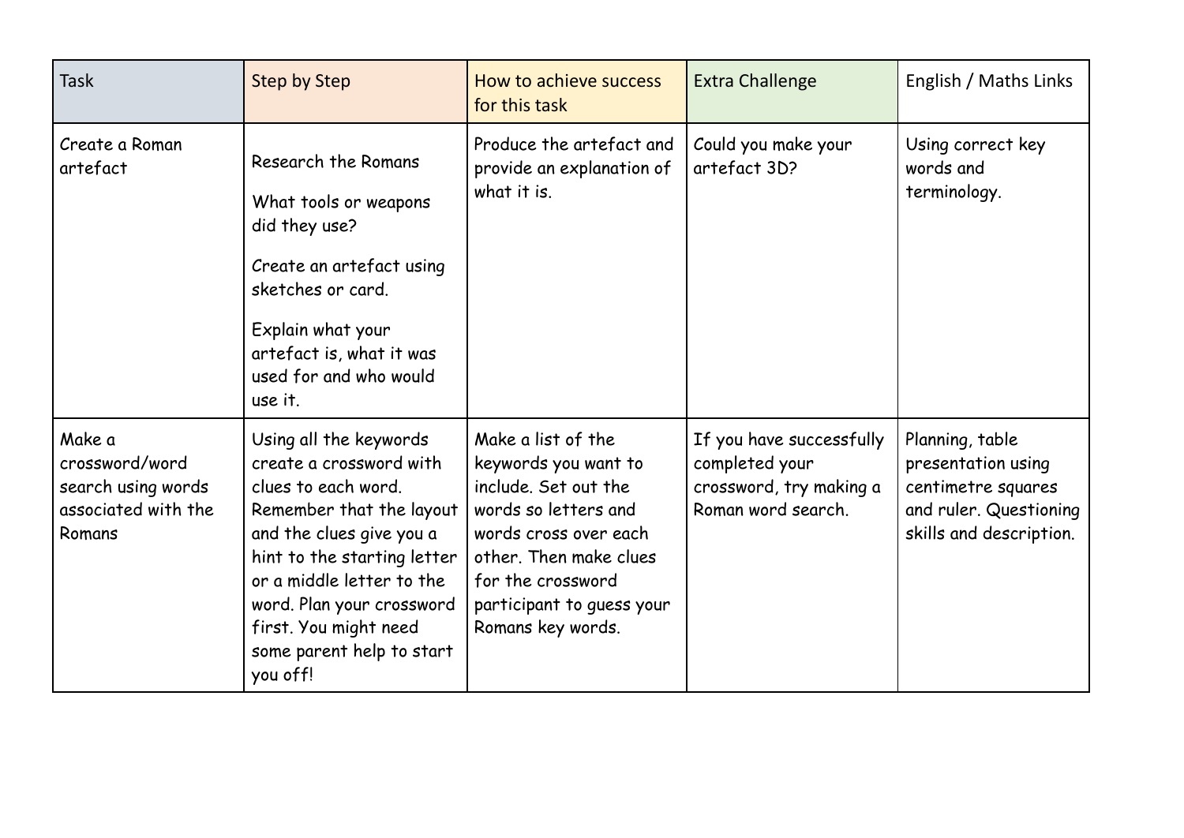| Task | Step by Step | How to achieve success for this task | Extra Challenge | English / Maths Links |
|---|---|---|---|---|
| Create a Roman artefact | Research the Romans<br><br>What tools or weapons did they use?<br><br>Create an artefact using sketches or card.<br><br>Explain what your artefact is, what it was used for and who would use it. | Produce the artefact and provide an explanation of what it is. | Could you make your artefact 3D? | Using correct key words and terminology. |
| Make a crossword/word search using words associated with the Romans | Using all the keywords create a crossword with clues to each word. Remember that the layout and the clues give you a hint to the starting letter or a middle letter to the word. Plan your crossword first. You might need some parent help to start you off! | Make a list of the keywords you want to include. Set out the words so letters and words cross over each other. Then make clues for the crossword participant to guess your Romans key words. | If you have successfully completed your crossword, try making a Roman word search. | Planning, table presentation using centimetre squares and ruler. Questioning skills and description. |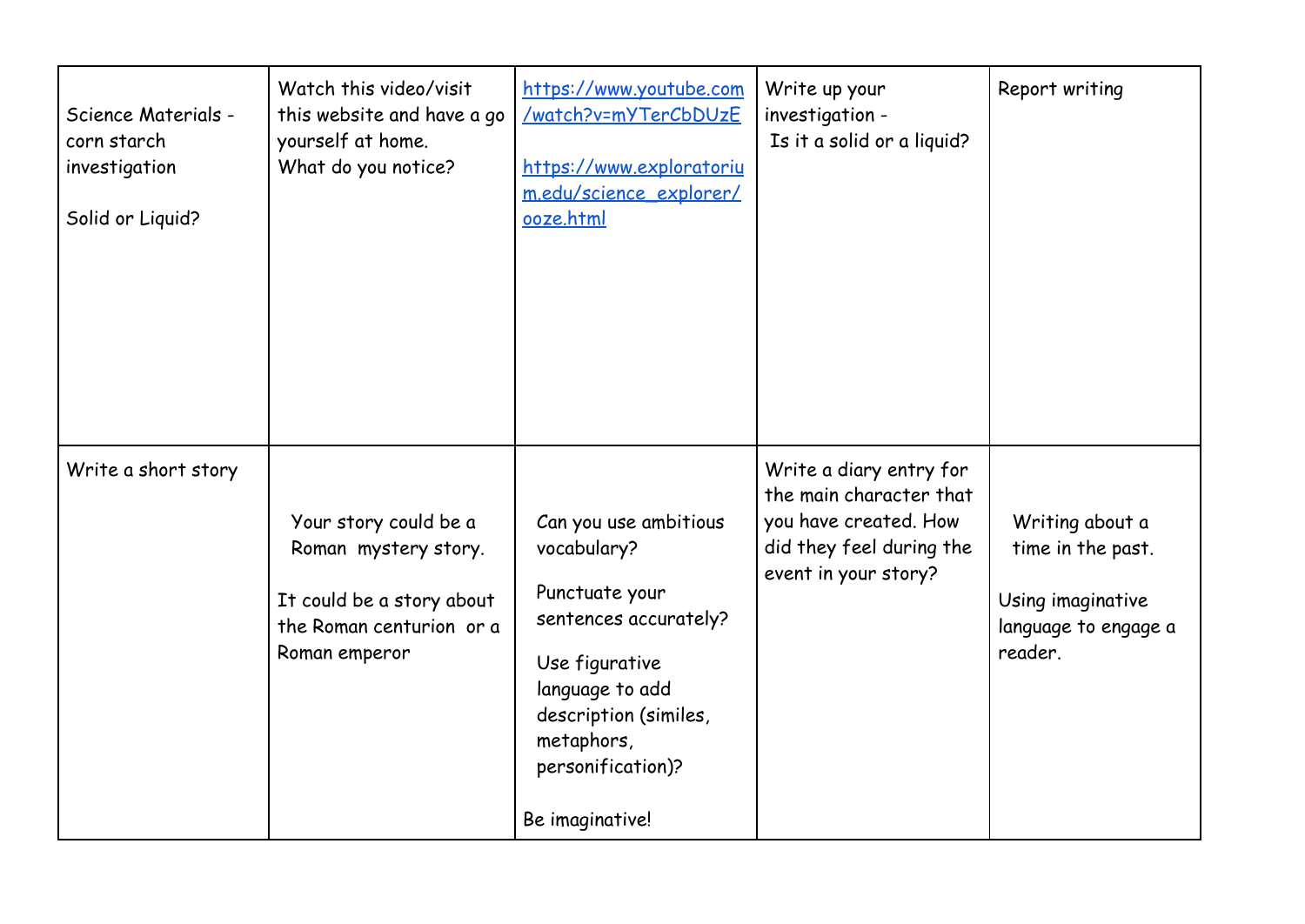| | | | | |
|---|---|---|---|---|
| Science Materials - corn starch investigation<br><br>Solid or Liquid? | Watch this video/visit this website and have a go yourself at home.<br>What do you notice? | https://www.youtube.com/watch?v=mYTerCbDUzE<br><br>https://www.exploratorium.edu/science_explorer/ooze.html | Write up your investigation -<br>Is it a solid or a liquid? | Report writing |
| Write a short story | Your story could be a Roman mystery story.<br><br>It could be a story about the Roman centurion or a Roman emperor | Can you use ambitious vocabulary?<br><br>Punctuate your sentences accurately?<br><br>Use figurative language to add description (similes, metaphors, personification)?<br><br>Be imaginative! | Write a diary entry for the main character that you have created. How did they feel during the event in your story? | Writing about a time in the past.<br><br>Using imaginative language to engage a reader. |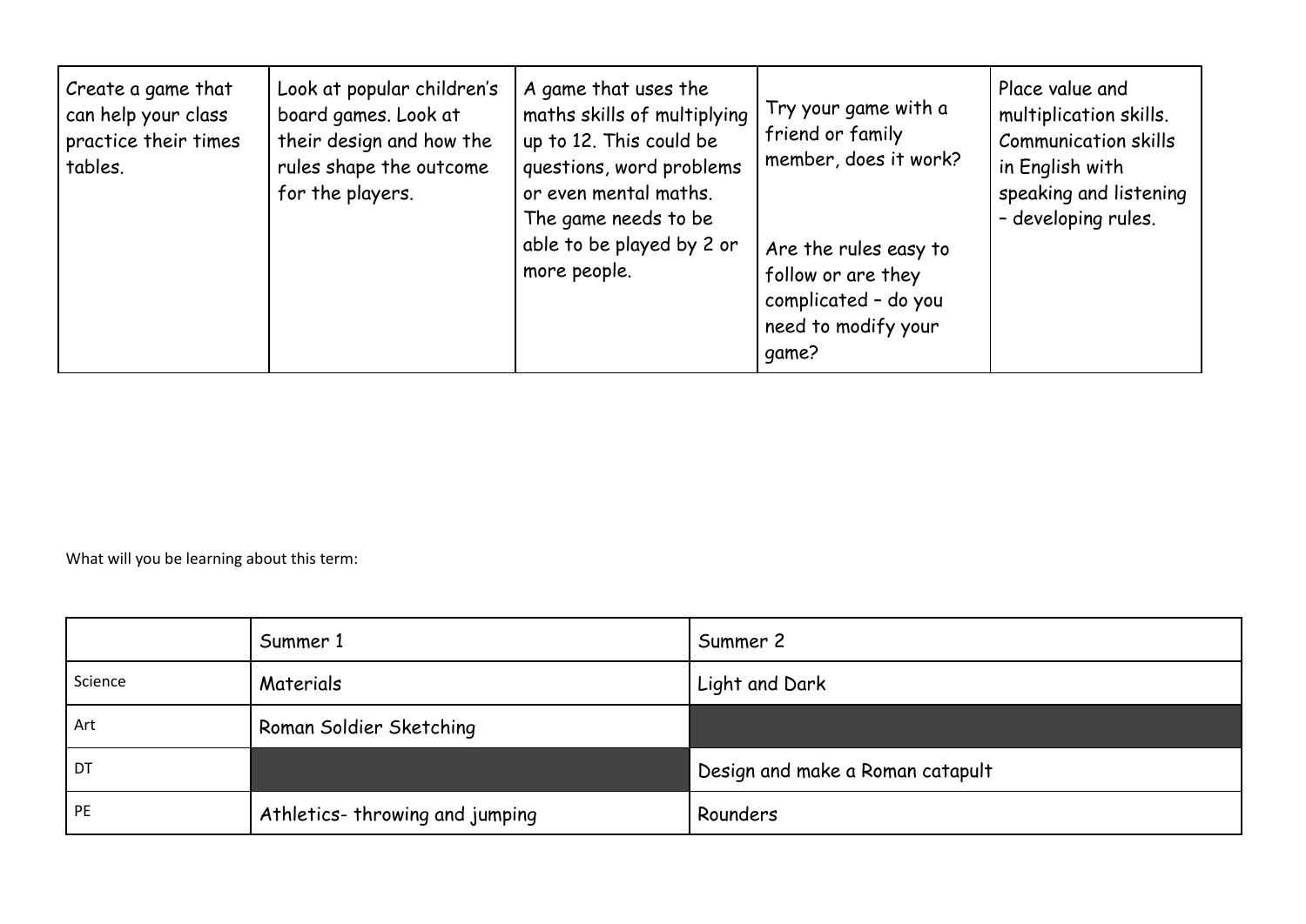| Create a game that can help your class practice their times tables. | Look at popular children's board games. Look at their design and how the rules shape the outcome for the players. | A game that uses the maths skills of multiplying up to 12. This could be questions, word problems or even mental maths. The game needs to be able to be played by 2 or more people. | Try your game with a friend or family member, does it work?<br><br>Are the rules easy to follow or are they complicated – do you need to modify your game? | Place value and multiplication skills. Communication skills in English with speaking and listening – developing rules. |
|---|---|---|---|---|

What will you be learning about this term:

| | Summer 1 | Summer 2 |
|---|---|---|
| Science | Materials | Light and Dark |
| Art | Roman Soldier Sketching | |
| DT | | Design and make a Roman catapult |
| PE | Athletics- throwing and jumping | Rounders |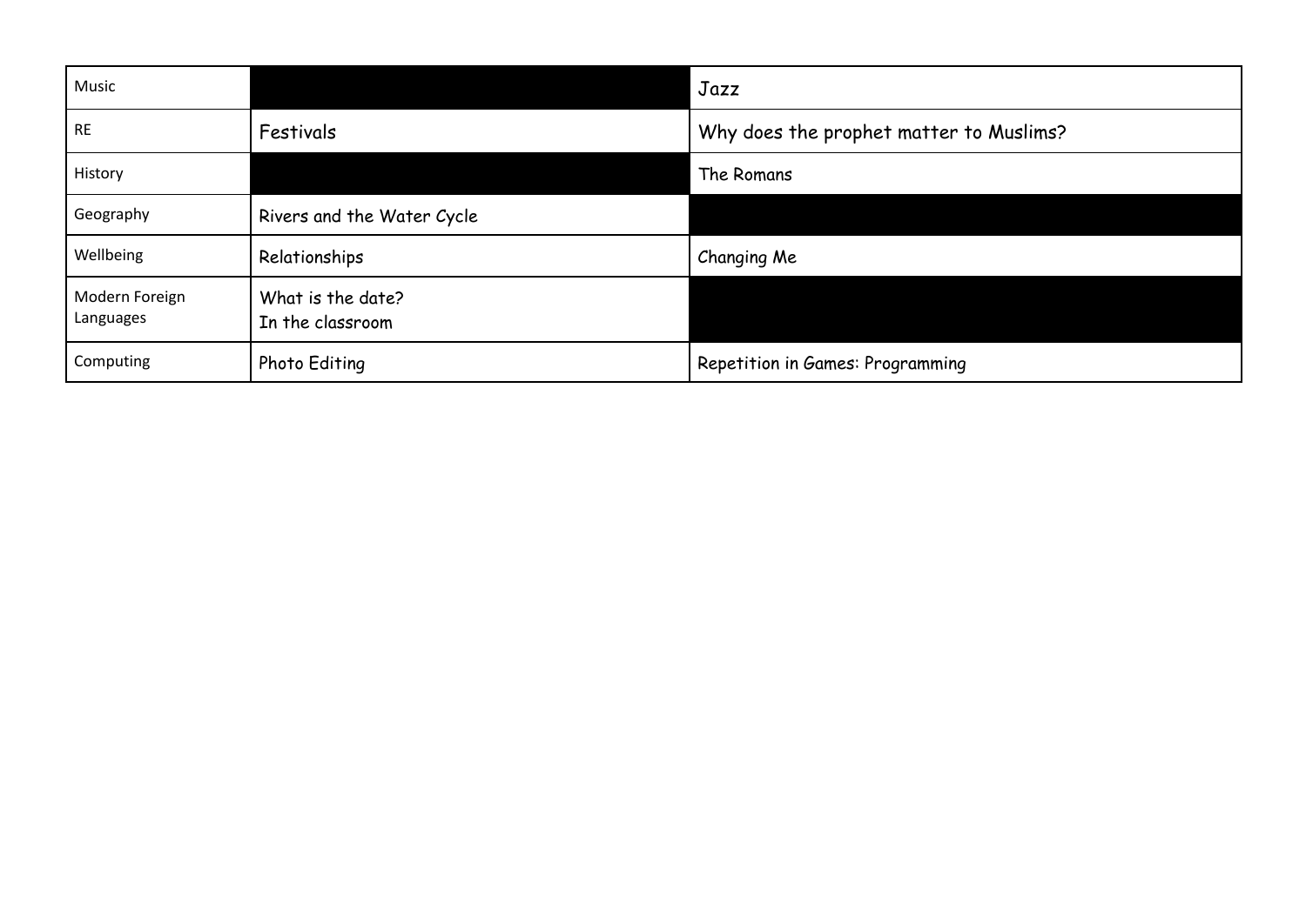| | | |
|---|---|---|
| Music | | Jazz |
| RE | Festivals | Why does the prophet matter to Muslims? |
| History | | The Romans |
| Geography | Rivers and the Water Cycle | |
| Wellbeing | Relationships | Changing Me |
| Modern Foreign Languages | What is the date?<br>In the classroom | |
| Computing | Photo Editing | Repetition in Games: Programming |